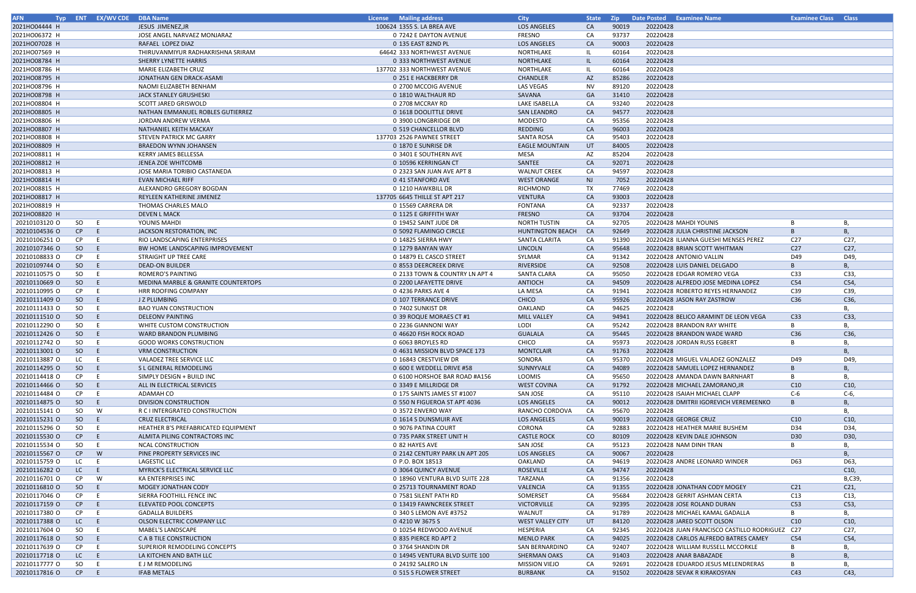| AFN | Typ | ENT | EX/WV CDE | DBA Name | License | Mailing address | City | State | Zip | Date Posted | Examinee Name | Examinee Class | Class |
|---|---|---|---|---|---|---|---|---|---|---|---|---|---|
| 2021HO04444 | H | | | JESUS JIMENEZ,JR | 100624 | 1355 S. LA BREA AVE | LOS ANGELES | CA | 90019 | 20220428 | | | |
| 2021HO06372 | H | | | JOSE ANGEL NARVAEZ MONJARAZ | 0 | 7242 E DAYTON AVENUE | FRESNO | CA | 93737 | 20220428 | | | |
| 2021HO07028 | H | | | RAFAEL LOPEZ DIAZ | 0 | 135 EAST 82ND PL | LOS ANGELES | CA | 90003 | 20220428 | | | |
| 2021HO07569 | H | | | THIRUVANMIYUR RADHAKRISHNA SRIRAM | 64642 | 333 NORTHWEST AVENUE | NORTHLAKE | IL | 60164 | 20220428 | | | |
| 2021HO08784 | H | | | SHERRY LYNETTE HARRIS | 0 | 333 NORTHWEST AVENUE | NORTHLAKE | IL | 60164 | 20220428 | | | |
| 2021HO08786 | H | | | MARIE ELIZABETH CRUZ | 137702 | 333 NORTHWEST AVENUE | NORTHLAKE | IL | 60164 | 20220428 | | | |
| 2021HO08795 | H | | | JONATHAN GEN DRACK-ASAMI | 0 | 251 E HACKBERRY DR | CHANDLER | AZ | 85286 | 20220428 | | | |
| 2021HO08796 | H | | | NAOMI ELIZABETH BENHAM | 0 | 2700 MCCOIG AVENUE | LAS VEGAS | NV | 89120 | 20220428 | | | |
| 2021HO08798 | H | | | JACK STANLEY GRUSHESKI | 0 | 1810 WALTHAUR RD | SAVANA | GA | 31410 | 20220428 | | | |
| 2021HO08804 | H | | | SCOTT JARED GRISWOLD | 0 | 2708 MCCRAY RD | LAKE ISABELLA | CA | 93240 | 20220428 | | | |
| 2021HO08805 | H | | | NATHAN EMMANUEL ROBLES GUTIERREZ | 0 | 1618 DOOLITTLE DRIVE | SAN LEANDRO | CA | 94577 | 20220428 | | | |
| 2021HO08806 | H | | | JORDAN ANDREW VERMA | 0 | 3900 LONGBRIDGE DR | MODESTO | CA | 95356 | 20220428 | | | |
| 2021HO08807 | H | | | NATHANIEL KEITH MACKAY | 0 | 519 CHANCELLOR BLVD | REDDING | CA | 96003 | 20220428 | | | |
| 2021HO08808 | H | | | STEVEN PATRICK MC GARRY | 137703 | 2526 PAWNEE STREET | SANTA ROSA | CA | 95403 | 20220428 | | | |
| 2021HO08809 | H | | | BRAEDON WYNN JOHANSEN | 0 | 1870 E SUNRISE DR | EAGLE MOUNTAIN | UT | 84005 | 20220428 | | | |
| 2021HO08811 | H | | | KERRY JAMES BELLESSA | 0 | 3401 E SOUTHERN AVE | MESA | AZ | 85204 | 20220428 | | | |
| 2021HO08812 | H | | | JENEA ZOE WHITCOMB | 0 | 10596 KERRINGAN CT | SANTEE | CA | 92071 | 20220428 | | | |
| 2021HO08813 | H | | | JOSE MARIA TORIBIO CASTANEDA | 0 | 2323 SAN JUAN AVE APT 8 | WALNUT CREEK | CA | 94597 | 20220428 | | | |
| 2021HO08814 | H | | | EVAN MICHAEL RIFF | 0 | 41 STANFORD AVE | WEST ORANGE | NJ | 7052 | 20220428 | | | |
| 2021HO08815 | H | | | ALEXANDRO GREGORY BOGDAN | 0 | 1210 HAWKBILL DR | RICHMOND | TX | 77469 | 20220428 | | | |
| 2021HO08817 | H | | | REYLEEN KATHERINE JIMENEZ | 137705 | 6645 THILLE ST APT 217 | VENTURA | CA | 93003 | 20220428 | | | |
| 2021HO08819 | H | | | THOMAS CHARLES MALO | 0 | 15569 CARRERA DR | FONTANA | CA | 92337 | 20220428 | | | |
| 2021HO08820 | H | | | DEVEN L MACK | 0 | 1125 E GRIFFITH WAY | FRESNO | CA | 93704 | 20220428 | | | |
| 20210103120 | O | SO | E | YOUNIS MAHDI | 0 | 19452 SAINT JUDE DR | NORTH TUSTIN | CA | 92705 | 20220428 | MAHDI YOUNIS | B | B, |
| 20210104536 | O | CP | E | JACKSON RESTORATION, INC | 0 | 5092 FLAMINGO CIRCLE | HUNTINGTON BEACH | CA | 92649 | 20220428 | JULIA CHRISTINE JACKSON | B | B, |
| 20210106251 | O | CP | E | RIO LANDSCAPING ENTERPRISES | 0 | 14825 SIERRA HWY | SANTA CLARITA | CA | 91390 | 20220428 | ILIANNA GUESHI MENSES PEREZ | C27 | C27, |
| 20210107346 | O | SO | E | BW HOME LANDSCAPING IMPROVEMENT | 0 | 1279 BANYAN WAY | LINCOLN | CA | 95648 | 20220428 | BRIAN SCOTT WHITMAN | C27 | C27, |
| 20210108833 | O | CP | E | STRAIGHT UP TREE CARE | 0 | 14879 EL CASCO STREET | SYLMAR | CA | 91342 | 20220428 | ANTONIO VALLIN | D49 | D49, |
| 20210109744 | O | SO | E | DEAD-ON BUILDER | 0 | 8553 DEERCREEK DRIVE | RIVERSIDE | CA | 92508 | 20220428 | LUIS DANIEL DELGADO | B | B, |
| 20210110575 | O | SO | E | ROMERO'S PAINTING | 0 | 2133 TOWN & COUNTRY LN APT 4 | SANTA CLARA | CA | 95050 | 20220428 | EDGAR ROMERO VEGA | C33 | C33, |
| 20210110669 | O | SO | E | MEDINA MARBLE & GRANITE COUNTERTOPS | 0 | 2200 LAFAYETTE DRIVE | ANTIOCH | CA | 94509 | 20220428 | ALFREDO JOSE MEDINA LOPEZ | C54 | C54, |
| 20210110995 | O | CP | E | HRR ROOFING COMPANY | 0 | 4236 PARKS AVE 4 | LA MESA | CA | 91941 | 20220428 | ROBERTO REYES HERNANDEZ | C39 | C39, |
| 20210111409 | O | SO | E | J Z PLUMBING | 0 | 107 TERRANCE DRIVE | CHICO | CA | 95926 | 20220428 | JASON RAY ZASTROW | C36 | C36, |
| 20210111433 | O | SO | E | BAO YUAN CONSTRUCTION | 0 | 7402 SUNKIST DR | OAKLAND | CA | 94625 | 20220428 | | | B, |
| 20210111510 | O | SO | E | DELEONV PAINTING | 0 | 39 ROQUE MORAES CT #1 | MILL VALLEY | CA | 94941 | 20220428 | BELICO ARAMINT DE LEON VEGA | C33 | C33, |
| 20210112290 | O | SO | E | WHITE CUSTOM CONSTRUCTION | 0 | 2236 GIANNONI WAY | LODI | CA | 95242 | 20220428 | BRANDON RAY WHITE | B | B, |
| 20210112426 | O | SO | E | WARD BRANDON PLUMBING | 0 | 46620 FISH ROCK ROAD | GUALALA | CA | 95445 | 20220428 | BRANDON WADE WARD | C36 | C36, |
| 20210112742 | O | SO | E | GOOD WORKS CONSTRUCTION | 0 | 6063 BROYLES RD | CHICO | CA | 95973 | 20220428 | JORDAN RUSS EGBERT | B | B, |
| 20210113001 | O | SO | E | VRM CONSTRUCTION | 0 | 4631 MISSION BLVD SPACE 173 | MONTCLAIR | CA | 91763 | 20220428 | | | B, |
| 20210113887 | O | LC | E | VALADEZ TREE SERVICE LLC | 0 | 16843 CRESTVIEW DR | SONORA | CA | 95370 | 20220428 | MIGUEL VALADEZ GONZALEZ | D49 | D49, |
| 20210114295 | O | SO | E | S L GENERAL REMODELING | 0 | 600 E WEDDELL DRIVE #58 | SUNNYVALE | CA | 94089 | 20220428 | SAMUEL LOPEZ HERNANDEZ | B | B, |
| 20210114418 | O | CP | E | SIMPLY DESIGN + BUILD INC | 0 | 6100 HORSHOE BAR ROAD #A156 | LOOMIS | CA | 95650 | 20220428 | AMANDA DAWN BARNHART | B | B, |
| 20210114466 | O | SO | E | ALL IN ELECTRICAL SERVICES | 0 | 3349 E MILLRIDGE DR | WEST COVINA | CA | 91792 | 20220428 | MICHAEL ZAMORANO,JR | C10 | C10, |
| 20210114484 | O | CP | E | ADAMAH CO | 0 | 175 SAINTS JAMES ST #1007 | SAN JOSE | CA | 95110 | 20220428 | ISAIAH MICHAEL CLAPP | C-6 | C-6, |
| 20210114875 | O | SO | E | DIVISION CONSTRUCTION | 0 | 550 N FIGUEROA ST APT 4036 | LOS ANGELES | CA | 90012 | 20220428 | DMITRII IGOREVICH VEREMEENKO | B | B, |
| 20210115141 | O | SO | W | R C I INTERGRATED CONSTRUCTION | 0 | 3572 ENVERO WAY | RANCHO CORDOVA | CA | 95670 | 20220428 | | | B, |
| 20210115231 | O | SO | E | CRUZ ELECTRICAL | 0 | 1614 S DUNSMUIR AVE | LOS ANGELES | CA | 90019 | 20220428 | GEORGE CRUZ | C10 | C10, |
| 20210115296 | O | SO | E | HEATHER B'S PREFABRICATED EQUIPMENT | 0 | 9076 PATINA COURT | CORONA | CA | 92883 | 20220428 | HEATHER MARIE BUSHEM | D34 | D34, |
| 20210115530 | O | CP | E | ALMITA PILING CONTRACTORS INC | 0 | 735 PARK STREET UNIT H | CASTLE ROCK | CO | 80109 | 20220428 | KEVIN DALE JOHNSON | D30 | D30, |
| 20210115534 | O | SO | E | NCAL CONSTRUCTION | 0 | 82 HAYES AVE | SAN JOSE | CA | 95123 | 20220428 | NAM DINH TRAN | B | B, |
| 20210115567 | O | CP | W | PINE PROPERTY SERVICES INC | 0 | 2142 CENTURY PARK LN APT 205 | LOS ANGELES | CA | 90067 | 20220428 | | | B, |
| 20210115759 | O | LC | E | LAGESTIC LLC | 0 | P.O. BOX 18513 | OAKLAND | CA | 94619 | 20220428 | ANDRE LEONARD WINDER | D63 | D63, |
| 20210116282 | O | LC | E | MYRICK'S ELECTRICAL SERVICE LLC | 0 | 3064 QUINCY AVENUE | ROSEVILLE | CA | 94747 | 20220428 | | | C10, |
| 20210116701 | O | CP | W | KA ENTERPRISES INC | 0 | 18960 VENTURA BLVD SUITE 228 | TARZANA | CA | 91356 | 20220428 | | | B,C39, |
| 20210116810 | O | SO | E | MOGEY JONATHAN CODY | 0 | 25713 TOURNAMENT ROAD | VALENCIA | CA | 91355 | 20220428 | JONATHAN CODY MOGEY | C21 | C21, |
| 20210117046 | O | CP | E | SIERRA FOOTHILL FENCE INC | 0 | 7581 SILENT PATH RD | SOMERSET | CA | 95684 | 20220428 | GERRIT ASHMAN CERTA | C13 | C13, |
| 20210117159 | O | CP | E | ELEVATED POOL CONCEPTS | 0 | 13419 FAWNCREEK STREET | VICTORVILLE | CA | 92395 | 20220428 | JOSE ROLAND DURAN | C53 | C53, |
| 20210117380 | O | CP | E | GADALLA BUILDERS | 0 | 340 S LEMON AVE #3752 | WALNUT | CA | 91789 | 20220428 | MICHAEL KAMAL GADALLA | B | B, |
| 20210117388 | O | LC | E | OLSON ELECTRIC COMPANY LLC | 0 | 4210 W 3675 S | WEST VALLEY CITY | UT | 84120 | 20220428 | JARED SCOTT OLSON | C10 | C10, |
| 20210117604 | O | SO | E | MABEL'S LANDSCAPE | 0 | 10254 REDWOOD AVENUE | HESPERIA | CA | 92345 | 20220428 | JUAN FRANCISCO CASTILLO RODRIGUEZ | C27 | C27, |
| 20210117618 | O | SO | E | C A B TILE CONSTRUCTION | 0 | 835 PIERCE RD APT 2 | MENLO PARK | CA | 94025 | 20220428 | CARLOS ALFREDO BATRES CAMEY | C54 | C54, |
| 20210117639 | O | CP | E | SUPERIOR REMODELING CONCEPTS | 0 | 3764 SHANDIN DR | SAN BERNARDINO | CA | 92407 | 20220428 | WILLIAM RUSSELL MCCORKLE | B | B, |
| 20210117718 | O | LC | E | LA KITCHEN AND BATH LLC | 0 | 14945 VENTURA BLVD SUITE 100 | SHERMAN OAKS | CA | 91403 | 20220428 | ANAR BABAZADE | B | B, |
| 20210117777 | O | SO | E | E J M REMODELING | 0 | 24192 SALERO LN | MISSION VIEJO | CA | 92691 | 20220428 | EDUARDO JESUS MELENDRERAS | B | B, |
| 20210117816 | O | CP | E | IFAB METALS | 0 | 515 S FLOWER STREET | BURBANK | CA | 91502 | 20220428 | SEVAK R KIRAKOSYAN | C43 | C43, |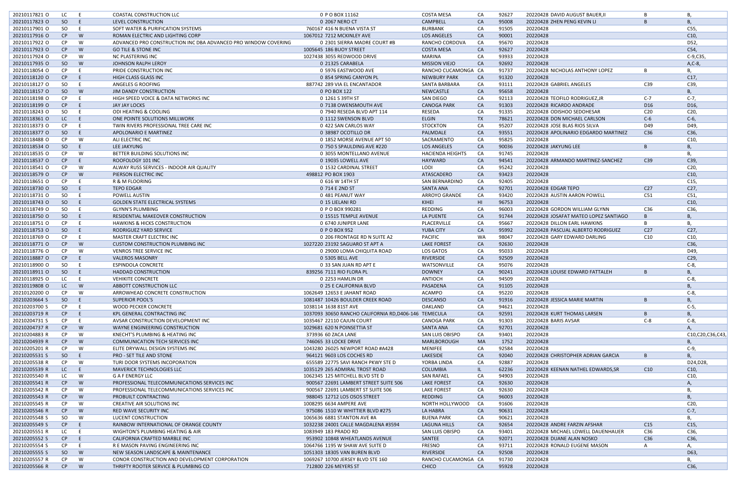| | | | | | | | | | | | |
|---|---|---|---|---|---|---|---|---|---|---|---|
| 20210117821 O | LC | E | COASTAL CONSTRUCTION LLC | 0 P O BOX 11162 | COSTA MESA | CA | 92627 | 20220428 | DAVID AUGUST BAUER,II | B | B, |
| 20210117823 O | SO | E | LEVEL CONSTRUCTION | 0 2067 NERO CT | CAMPBELL | CA | 95008 | 20220428 | ZHEN PENG KEVIN LI | B | B, |
| 20210117901 O | SO | E | SOFT WATER & PURIFICATION SYSTEMS | 760167 416 N BUENA VISTA ST | BURBANK | CA | 91505 | 20220428 | | | C55, |
| 20210117916 O | CP | W | ROMAN ELECTRIC AND LIGHTING CORP | 1067012 7212 MCKINLEY AVE | LOS ANGELES | CA | 90001 | 20220428 | | | C10, |
| 20210117922 O | CP | W | ADVANCED PRO CONSTRUCTION INC DBA ADVANCED PRO WINDOW COVERING | 0 2301 SIERRA MADRE COURT #B | RANCHO CORDOVA | CA | 95670 | 20220428 | | | D52, |
| 20210117923 O | CP | W | GO TILE & STONE INC | 1005645 186 BUOY STREET | COSTA MESA | CA | 92627 | 20220428 | | | C54, |
| 20210117924 O | CP | W | NC PLASTERING INC | 1027438 3055 REDWOOD DRIVE | MARINA | CA | 93933 | 20220428 | | | C-9,C35, |
| 20210117935 O | SO | W | JOHNSON RALPH LEROY | 0 21325 CARABELA | MISSION VIEJO | CA | 92692 | 20220428 | | | A,C-8, |
| 20210118054 O | CP | E | PRIDE CONSTRUCTION INC | 0 5976 EASTWOOD AVE | RANCHO CUCAMONGA | CA | 91737 | 20220428 | NICHOLAS ANTHONY LOPEZ | B | B, |
| 20210118120 O | CP | E | HIGH CLASS GLASS INC | 0 854 SPRING CANYON PL | NEWBURY PARK | CA | 91320 | 20220428 | | | C17, |
| 20210118127 O | SO | E | ANGELES G ROOFING | 887742 289 VIA EL ENCANTADOR | SANTA BARBARA | CA | 93111 | 20220428 | GABRIEL ANGELES | C39 | C39, |
| 20210118157 O | SO | W | JIM DANDY CONSTRUCTION | 0 PO BOX 122 | NEWCASTLE | CA | 95658 | 20220428 | | | B, |
| 20210118198 O | CP | E | HIGH SPEED VOICE & DATA NETWORKS INC | 0 1261 S 39TH ST | SAN DIEGO | CA | 92113 | 20220428 | TEOFILO RODRIGUEZ,JR | C-7 | C-7, |
| 20210118199 O | CP | E | JAY JAY LOCKS | 0 7138 OWENSMOUTH AVE | CANOGA PARK | CA | 91303 | 20220428 | RICARDO ANDRADE | D16 | D16, |
| 20210118243 O | SO | E | ODI HEATING & COOLING | 0 7940 RESEDA BLVD APT 114 | RESEDA | CA | 91335 | 20220428 | ODISHOO SEDOHESAR | C20 | C20, |
| 20210118361 O | LC | E | ONE POINTE SOLUTIONS MILLWORK | 0 1112 SWENSON BLVD | ELGIN | TX | 78621 | 20220428 | DON MICHAEL CARLSON | C-6 | C-6, |
| 20210118373 O | CP | E | TWIN RIVERS PROFESSIONAL TREE CARE INC | 0 422 SAN CARLOS WAY | STOCKTON | CA | 95207 | 20220428 | JOSE BLAS RIOS SILVA | D49 | D49, |
| 20210118377 O | SO | E | APOLONARIO E MARTINEZ | 0 38987 OCOTILLO DR | PALMDALE | CA | 93551 | 20220428 | APOLINARIO EDGARDO MARTINEZ | C36 | C36, |
| 20210118488 O | CP | W | ALI ELECTRIC INC | 0 1852 MORSE AVENUE APT 50 | SACRAMENTO | CA | 95825 | 20220428 | | | C10, |
| 20210118534 O | SO | E | LEE JAKYUNG | 0 750 S SPAULDING AVE #220 | LOS ANGELES | CA | 90036 | 20220428 | JAKYUNG LEE | B | B, |
| 20210118535 O | CP | W | BETTER BUILDING SOLUTIONS INC | 0 3055 MONTELLANO AVENUE | HACIENDA HEIGHTS | CA | 91745 | 20220428 | | | B, |
| 20210118537 O | CP | E | ROOFOLOGY 101 INC | 0 19035 LOWELL AVE | HAYWARD | CA | 94541 | 20220428 | ARMANDO MARTINEZ-SANCHEZ | C39 | C39, |
| 20210118541 O | CP | W | ALWAY RUSS SERVICES - INDOOR AIR QUALITY | 0 1532 CARDINAL STREET | LODI | CA | 95242 | 20220428 | | | C20, |
| 20210118579 O | CP | W | PIERSON ELECTRIC INC | 498812 PO BOX 1903 | ATASCADERO | CA | 93423 | 20220428 | | | C10, |
| 20210118651 O | CP | E | R & M FLOORING | 0 616 W 14TH ST | SAN BERNARDINO | CA | 92405 | 20220428 | | | C15, |
| 20210118730 O | SO | E | TEPO EDGAR | 0 714 E 2ND ST | SANTA ANA | CA | 92701 | 20220428 | EDGAR TEPO | C27 | C27, |
| 20210118731 O | SO | E | POWELL AUSTIN | 0 481 PEANUT WAY | ARROYO GRANDE | CA | 93420 | 20220428 | AUSTIN AARON POWELL | C51 | C51, |
| 20210118743 O | SO | E | GOLDEN STATE ELECTRICAL SYSTEMS | 0 15 LIELANI RD | KIHEI | HI | 96753 | 20220428 | | | C10, |
| 20210118749 O | SO | E | GLYNN'S PLUMBING | 0 P O BOX 990281 | REDDING | CA | 96003 | 20220428 | GORDON WILLIAM GLYNN | C36 | C36, |
| 20210118750 O | SO | E | RESIDENTIAL MAKEOVER CONSTRUCTION | 0 15515 TEMPLE AVENUE | LA PUENTE | CA | 91744 | 20220428 | JOSAFAT MATEO LOPEZ SANTIAGO | B | B, |
| 20210118751 O | CP | E | HAWKINS & HICKS CONSTRUCTION | 0 6740 JUNIPER LANE | PLACERVILLE | CA | 95667 | 20220428 | DILLON EARL HAWKINS | B | B, |
| 20210118753 O | SO | E | RODRIGUEZ YARD SERVICE | 0 P O BOX 952 | YUBA CITY | CA | 95992 | 20220428 | PASCUAL ALBERTO RODRIGUEZ | C27 | C27, |
| 20210118769 O | CP | E | MASTER CRAFT ELECTRIC INC | 0 206 FRONTAGE RD N SUITE A2 | PACIFIC | WA | 98047 | 20220428 | GARY EDWARD DARLING | C10 | C10, |
| 20210118771 O | CP | W | CUSTOM CONSTRUCTION PLUMBING INC | 1027220 23192 SAGUARO ST APT A | LAKE FOREST | CA | 92630 | 20220428 | | | C36, |
| 20210118776 O | CP | W | VENROS TREE SERVICE INC | 0 29000 LOMA CHIQUITA ROAD | LOS GATOS | CA | 95033 | 20220428 | | | D49, |
| 20210118887 O | CP | E | VALEROS MASONRY | 0 5305 BELL AVE | RIVERSIDE | CA | 92509 | 20220428 | | | C29, |
| 20210118900 O | SO | E | ESPINDOLA CONCRETE | 0 33 SAN JUAN RD APT E | WATSONVILLE | CA | 95076 | 20220428 | | | C-8, |
| 20210118911 O | SO | E | HADDAD CONSTRUCTION | 839256 7111 RIO FLORA PL | DOWNEY | CA | 90241 | 20220428 | LOUISE EDWARD FATTALEH | B | B, |
| 20210118925 O | LC | E | VEHIKITE CONCRETE | 0 2253 HAMLIN DR | ANTIOCH | CA | 94509 | 20220428 | | | C-8, |
| 20210119808 O | LC | W | ABBOTT CONSTRUCTION LLC | 0 25 E CALIFORNIA BLVD | PASADENA | CA | 91105 | 20220428 | | | B, |
| 20210120200 O | CP | W | ARROWHEAD CONCRETE CONSTRUCTION | 1062649 12653 E JAHANT ROAD | ACAMPO | CA | 95220 | 20220428 | | | C-8, |
| 20210203664 S | SO | E | SUPERIOR POOL'S | 1081487 10426 BOULDER CREEK ROAD | DESCANSO | CA | 91916 | 20220428 | JESSICA MARIE MARTIN | B | B, |
| 20210203700 S | CP | E | WOOD PECKER CONCRETE | 1038114 1638 81ST AVE | OAKLAND | CA | 94621 | 20220428 | | | C-5, |
| 20210203719 R | CP | E | KPL GENERAL CONTRACTING INC | 1037093 30650 RANCHO CALIFORNIA RD,D406-146 | TEMECULA | CA | 92591 | 20220428 | KURT THOMAS LARSEN | B | B, |
| 20210204731 S | CP | E | AVSAR CONSTRUCTION DEVELOPMENT INC | 1035467 22110 CAJUN COURT | CANOGA PARK | CA | 91303 | 20220428 | BARIS AVSAR | C-8 | C-8, |
| 20210204737 R | CP | W | WAYNE ENGINEERING CONSTRUCTION | 1029681 620 N POINSETTIA ST | SANTA ANA | CA | 92701 | 20220428 | | | A, |
| 20210204883 R | CP | W | KNECHT'S PLUMBING & HEATING INC | 373936 60 ZACA LANE | SAN LUIS OBISPO | CA | 93401 | 20220428 | | | C10,C20,C36,C43, |
| 20210204939 R | CP | W | COMMUNICATION TECH SERVICES INC | 746065 33 LOCKE DRIVE | MARLBOROUGH | MA | 1752 | 20220428 | | | B, |
| 20210205201 R | CP | W | ELITE DRYWALL DESIGN SYSTEMS INC | 1043280 26025 NEWPORT ROAD #A428 | MENIFEE | CA | 92584 | 20220428 | | | C-9, |
| 20210205531 S | SO | E | PRO - SET TILE AND STONE | 964121 9603 LOS COCHES RD | LAKESIDE | CA | 92040 | 20220428 | CHRISTOPHER ADRIAN GARCIA | B | B, |
| 20210205538 R | CP | W | TURI DOOR SYSTEMS INCOPORATION | 655589 22775 SAVI RANCH PKWY STE D | YORBA LINDA | CA | 92887 | 20220428 | | | D24,D28, |
| 20210205539 R | LC | E | MAVERICK TECHNOLOGIES LLC | 1035129 265 ADMIRAL TROST ROAD | COLUMBIA | IL | 62236 | 20220428 | KEENAN NATHEL EDWARDS,SR | C10 | C10, |
| 20210205540 R | LC | W | G A F ENERGY LLC | 1062345 125 MITCHELL BLVD STE D | SAN RAFAEL | CA | 94903 | 20220428 | | | C10, |
| 20210205541 R | CP | W | PROFESSIONAL TELECOMMUNICATIONS SERVICES INC | 900567 22691 LAMBERT STREET SUITE 506 | LAKE FOREST | CA | 92630 | 20220428 | | | A, |
| 20210205542 R | CP | W | PROFESSIONAL TELECOMMUNICATIONS SERVICES INC | 900567 22691 LAMBERT ST SUITE 506 | LAKE FOREST | CA | 92630 | 20220428 | | | B, |
| 20210205543 R | CP | W | PROBUILT CONTRACTING | 988045 12712 LOS OSOS STREET | REDDING | CA | 96003 | 20220428 | | | B, |
| 20210205545 R | CP | W | CREATIVE AIR SOLUTIONS INC | 1008295 6634 AMPERE AVE | NORTH HOLLYWOOD | CA | 91606 | 20220428 | | | C20, |
| 20210205546 R | CP | W | RED WAVE SECURITY INC | 975086 1510 W WHITTIER BLVD #275 | LA HABRA | CA | 90631 | 20220428 | | | C-7, |
| 20210205548 S | SO | W | LUCENT CONSTRUCTION | 1065636 6881 STANTON AVE #A | BUENA PARK | CA | 90621 | 20220428 | | | B, |
| 20210205549 S | CP | E | RAINBOW INTERNATIONAL OF ORANGE COUNTY | 1032238 24001 CALLE MAGDALENA #3594 | LAGUNA HILLS | CA | 92654 | 20220428 | ANDRE FARZIN AFSHAR | C15 | C15, |
| 20210205551 R | LC | E | WIGHTON'S PLUMBING HEATING & AIR | 1083949 183 PRADO RD | SAN LUIS OBISPO | CA | 93401 | 20220428 | MICHAEL LOWELL DAUENHAUER | C36 | C36, |
| 20210205552 S | CP | E | CALIFORNIA CRAFTED MARBLE INC | 953902 10848 WHEATLANDS AVENUE | SANTEE | CA | 92071 | 20220428 | DUANE ALAN NOSKO | C36 | C36, |
| 20210205554 S | CP | E | R E MASON PAVING ENGINEERING INC | 1064766 1195 W SHAW AVE SUITE D | FRESNO | CA | 93711 | 20220428 | RONALD EUGENE MASON | A | A, |
| 20210205555 S | SO | W | NEW SEASON LANDSCAPE & MAINTENANCE | 1051303 18305 VAN BUREN BLVD | RIVERSIDE | CA | 92508 | 20220428 | | | D63, |
| 20210205557 R | CP | W | CONOR CONSTRUCTION AND DEVELOPMENT CORPORATION | 1069267 10700 JERSEY BLVD STE 160 | RANCHO CUCAMONGA | CA | 91730 | 20220428 | | | B, |
| 20210205566 R | CP | W | THRIFTY ROOTER SERVICE & PLUMBING CO | 712800 226 MEYERS ST | CHICO | CA | 95928 | 20220428 | | | C36, |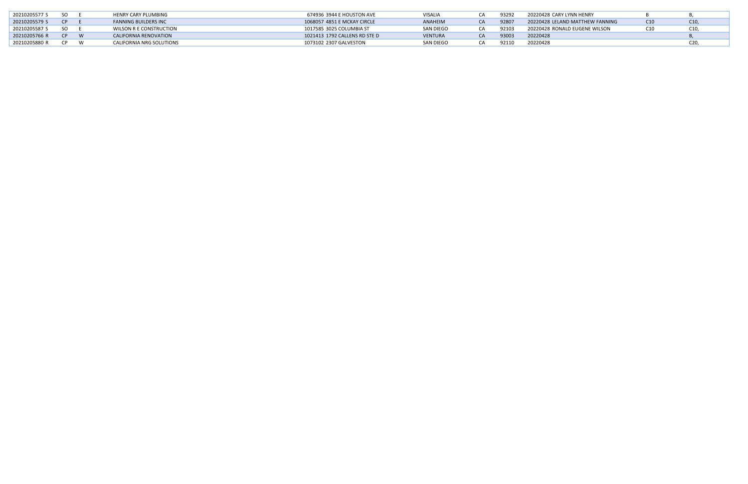| | | | | | | | | | | | | |
|---|---|---|---|---|---|---|---|---|---|---|---|---|
| 20210205577 | S | SO | E | HENRY CARY PLUMBING | 674936 | 3944 E HOUSTON AVE | VISALIA | CA | 93292 | 20220428 CARY LYNN HENRY | B | B, |
| 20210205579 | S | CP | E | FANNING BUILDERS INC | 1068057 | 4851 E MCKAY CIRCLE | ANAHEIM | CA | 92807 | 20220428 LELAND MATTHEW FANNING | C10 | C10, |
| 20210205587 | S | SO | E | WILSON R E CONSTRUCTION | 1017585 | 3025 COLUMBIA ST | SAN DIEGO | CA | 92103 | 20220428 RONALD EUGENE WILSON | C10 | C10, |
| 20210205766 | R | CP | W | CALIFORNIA RENOVATION | 1021413 | 1792 CALLENS RD STE D | VENTURA | CA | 93003 | 20220428 | | B, |
| 20210205880 | R | CP | W | CALIFORNIA NRG SOLUTIONS | 1073102 | 2307 GALVESTON | SAN DIEGO | CA | 92110 | 20220428 | | C20, |